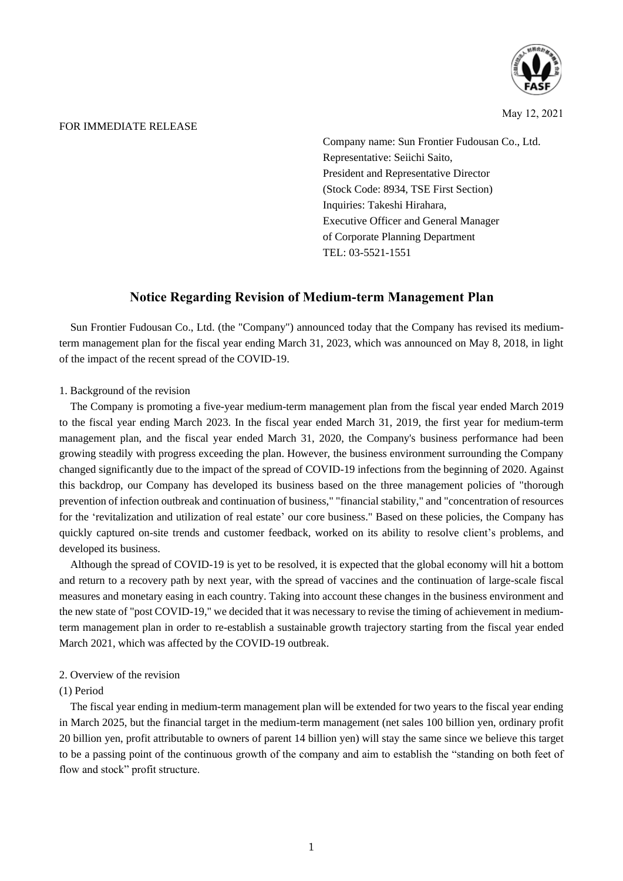May 12, 2021

FOR IMMEDIATE RELEASE

Company name: Sun Frontier Fudousan Co., Ltd.
Representative: Seiichi Saito,
President and Representative Director
(Stock Code: 8934, TSE First Section)
Inquiries: Takeshi Hirahara,
Executive Officer and General Manager
of Corporate Planning Department
TEL: 03-5521-1551

# Notice Regarding Revision of Medium-term Management Plan

Sun Frontier Fudousan Co., Ltd. (the "Company") announced today that the Company has revised its medium-term management plan for the fiscal year ending March 31, 2023, which was announced on May 8, 2018, in light of the impact of the recent spread of the COVID-19.

## 1. Background of the revision

The Company is promoting a five-year medium-term management plan from the fiscal year ended March 2019 to the fiscal year ending March 2023. In the fiscal year ended March 31, 2019, the first year for medium-term management plan, and the fiscal year ended March 31, 2020, the Company's business performance had been growing steadily with progress exceeding the plan. However, the business environment surrounding the Company changed significantly due to the impact of the spread of COVID-19 infections from the beginning of 2020. Against this backdrop, our Company has developed its business based on the three management policies of "thorough prevention of infection outbreak and continuation of business," "financial stability," and "concentration of resources for the 'revitalization and utilization of real estate' our core business." Based on these policies, the Company has quickly captured on-site trends and customer feedback, worked on its ability to resolve client's problems, and developed its business.

Although the spread of COVID-19 is yet to be resolved, it is expected that the global economy will hit a bottom and return to a recovery path by next year, with the spread of vaccines and the continuation of large-scale fiscal measures and monetary easing in each country. Taking into account these changes in the business environment and the new state of "post COVID-19," we decided that it was necessary to revise the timing of achievement in medium-term management plan in order to re-establish a sustainable growth trajectory starting from the fiscal year ended March 2021, which was affected by the COVID-19 outbreak.

## 2. Overview of the revision

### (1) Period

The fiscal year ending in medium-term management plan will be extended for two years to the fiscal year ending in March 2025, but the financial target in the medium-term management (net sales 100 billion yen, ordinary profit 20 billion yen, profit attributable to owners of parent 14 billion yen) will stay the same since we believe this target to be a passing point of the continuous growth of the company and aim to establish the "standing on both feet of flow and stock" profit structure.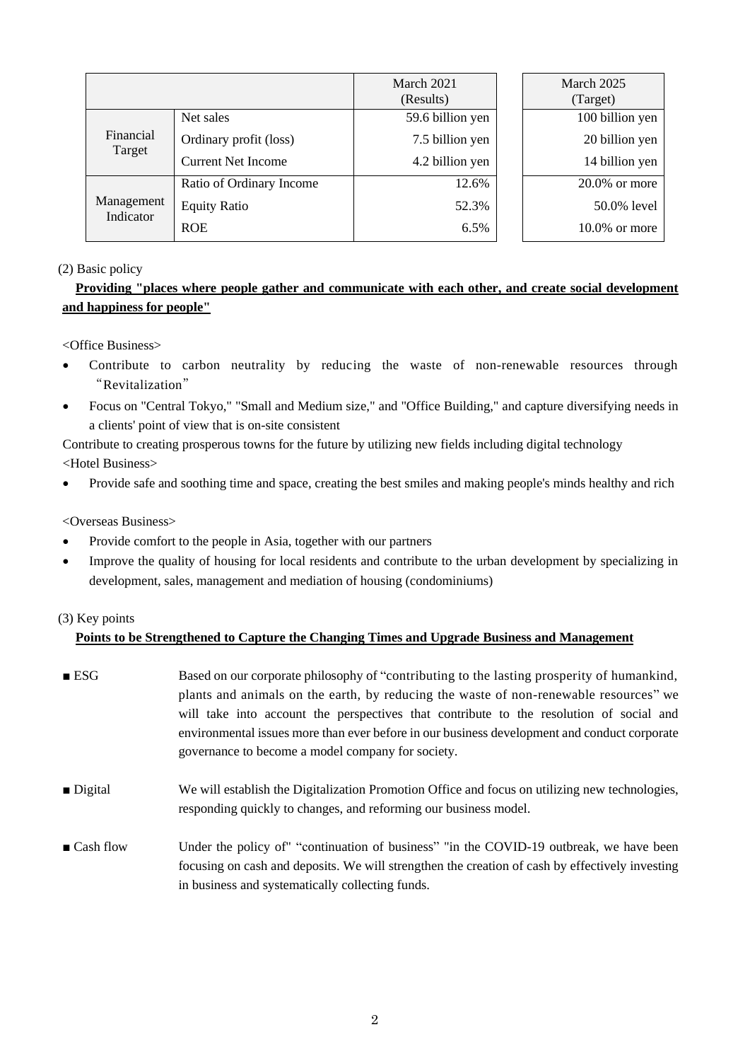| | | March 2021 (Results) | March 2025 (Target) |
|---|---|---|---|
| Financial Target | Net sales | 59.6 billion yen | 100 billion yen |
| | Ordinary profit (loss) | 7.5 billion yen | 20 billion yen |
| | Current Net Income | 4.2 billion yen | 14 billion yen |
| Management Indicator | Ratio of Ordinary Income | 12.6% | 20.0% or more |
| | Equity Ratio | 52.3% | 50.0% level |
| | ROE | 6.5% | 10.0% or more |

(2) Basic policy

**Providing "places where people gather and communicate with each other, and create social development and happiness for people"**

<Office Business>

- Contribute to carbon neutrality by reducing the waste of non-renewable resources through "Revitalization"
- Focus on "Central Tokyo," "Small and Medium size," and "Office Building," and capture diversifying needs in a clients' point of view that is on-site consistent

Contribute to creating prosperous towns for the future by utilizing new fields including digital technology

<Hotel Business>

- Provide safe and soothing time and space, creating the best smiles and making people's minds healthy and rich

<Overseas Business>

- Provide comfort to the people in Asia, together with our partners
- Improve the quality of housing for local residents and contribute to the urban development by specializing in development, sales, management and mediation of housing (condominiums)

(3) Key points

**Points to be Strengthened to Capture the Changing Times and Upgrade Business and Management**

■ ESG — Based on our corporate philosophy of "contributing to the lasting prosperity of humankind, plants and animals on the earth, by reducing the waste of non-renewable resources" we will take into account the perspectives that contribute to the resolution of social and environmental issues more than ever before in our business development and conduct corporate governance to become a model company for society.

■ Digital — We will establish the Digitalization Promotion Office and focus on utilizing new technologies, responding quickly to changes, and reforming our business model.

■ Cash flow — Under the policy of" "continuation of business" "in the COVID-19 outbreak, we have been focusing on cash and deposits. We will strengthen the creation of cash by effectively investing in business and systematically collecting funds.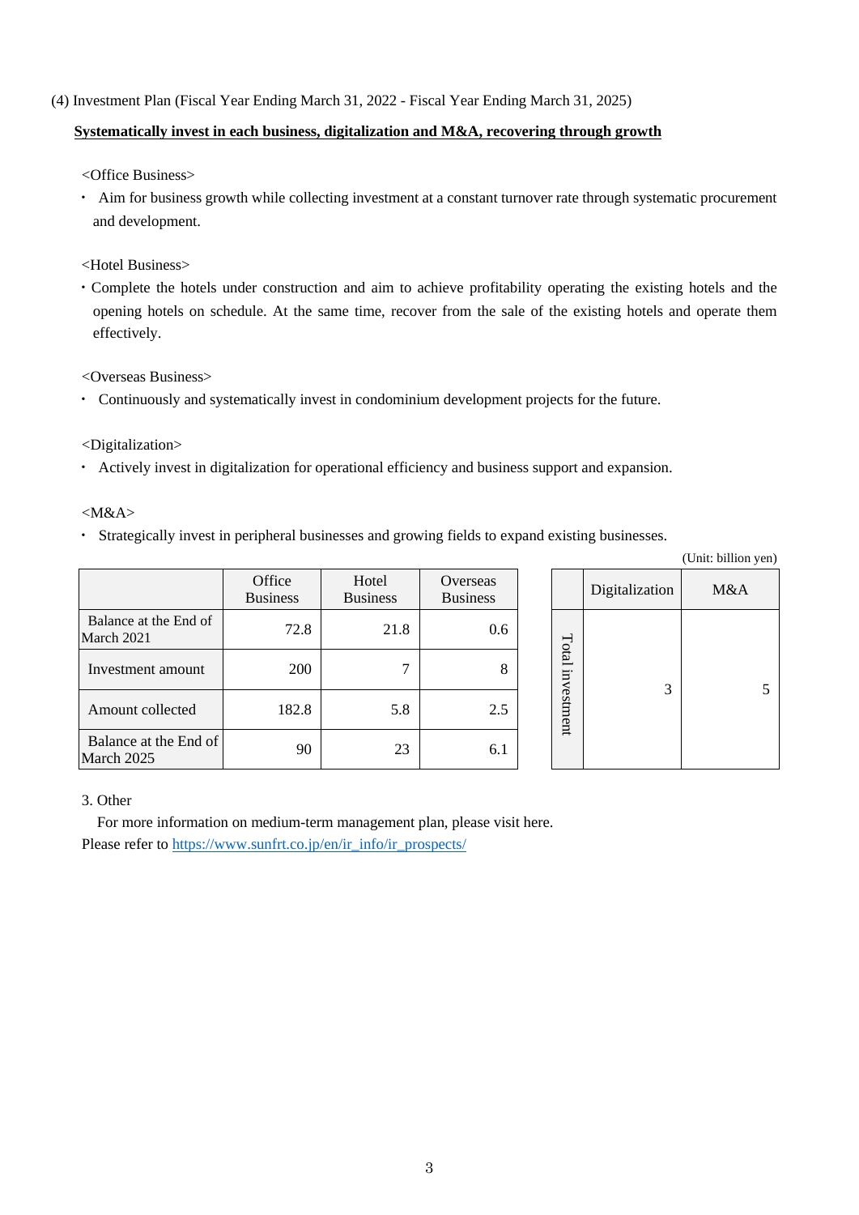(4) Investment Plan (Fiscal Year Ending March 31, 2022 - Fiscal Year Ending March 31, 2025)

**Systematically invest in each business, digitalization and M&A, recovering through growth**

<Office Business>

- Aim for business growth while collecting investment at a constant turnover rate through systematic procurement and development.

<Hotel Business>

- Complete the hotels under construction and aim to achieve profitability operating the existing hotels and the opening hotels on schedule. At the same time, recover from the sale of the existing hotels and operate them effectively.

<Overseas Business>

- Continuously and systematically invest in condominium development projects for the future.

<Digitalization>

- Actively invest in digitalization for operational efficiency and business support and expansion.

<M&A>

- Strategically invest in peripheral businesses and growing fields to expand existing businesses.

(Unit: billion yen)

| | Office Business | Hotel Business | Overseas Business |
|---|---|---|---|
| Balance at the End of March 2021 | 72.8 | 21.8 | 0.6 |
| Investment amount | 200 | 7 | 8 |
| Amount collected | 182.8 | 5.8 | 2.5 |
| Balance at the End of March 2025 | 90 | 23 | 6.1 |

| | Digitalization | M&A |
|---|---|---|
| Total investment | 3 | 5 |

3. Other

For more information on medium-term management plan, please visit here.
Please refer to https://www.sunfrt.co.jp/en/ir_info/ir_prospects/